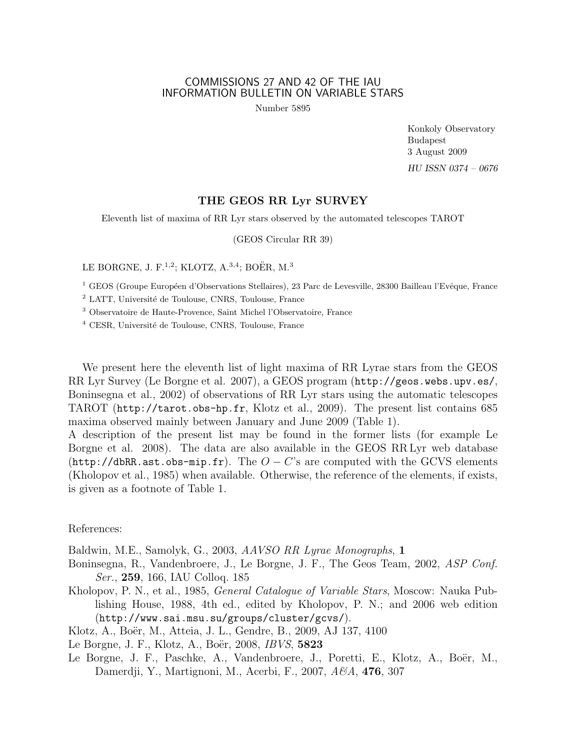COMMISSIONS 27 AND 42 OF THE IAU
INFORMATION BULLETIN ON VARIABLE STARS

Number 5895

Konkoly Observatory
Budapest
3 August 2009

*HU ISSN 0374 – 0676*

# THE GEOS RR Lyr SURVEY

Eleventh list of maxima of RR Lyr stars observed by the automated telescopes TAROT

(GEOS Circular RR 39)

LE BORGNE, J. F.[1,2]; KLOTZ, A.[3,4]; BOËR, M.[3]

[1] GEOS (Groupe Européen d'Observations Stellaires), 23 Parc de Levesville, 28300 Bailleau l'Evêque, France

[2] LATT, Université de Toulouse, CNRS, Toulouse, France

[3] Observatoire de Haute-Provence, Saint Michel l'Observatoire, France

[4] CESR, Université de Toulouse, CNRS, Toulouse, France

We present here the eleventh list of light maxima of RR Lyrae stars from the GEOS RR Lyr Survey (Le Borgne et al. 2007), a GEOS program (`http://geos.webs.upv.es/`, Boninsegna et al., 2002) of observations of RR Lyr stars using the automatic telescopes TAROT (`http://tarot.obs-hp.fr`, Klotz et al., 2009). The present list contains 685 maxima observed mainly between January and June 2009 (Table 1).
A description of the present list may be found in the former lists (for example Le Borgne et al. 2008). The data are also available in the GEOS RR Lyr web database (`http://dbRR.ast.obs-mip.fr`). The $O-C$'s are computed with the GCVS elements (Kholopov et al., 1985) when available. Otherwise, the reference of the elements, if exists, is given as a footnote of Table 1.

References:

Baldwin, M.E., Samolyk, G., 2003, *AAVSO RR Lyrae Monographs*, **1**

Boninsegna, R., Vandenbroere, J., Le Borgne, J. F., The Geos Team, 2002, *ASP Conf. Ser.*, **259**, 166, IAU Colloq. 185

Kholopov, P. N., et al., 1985, *General Catalogue of Variable Stars*, Moscow: Nauka Publishing House, 1988, 4th ed., edited by Kholopov, P. N.; and 2006 web edition (`http://www.sai.msu.su/groups/cluster/gcvs/`).

Klotz, A., Boër, M., Atteia, J. L., Gendre, B., 2009, AJ 137, 4100

Le Borgne, J. F., Klotz, A., Boër, 2008, *IBVS*, **5823**

Le Borgne, J. F., Paschke, A., Vandenbroere, J., Poretti, E., Klotz, A., Boër, M., Damerdji, Y., Martignoni, M., Acerbi, F., 2007, *A&A*, **476**, 307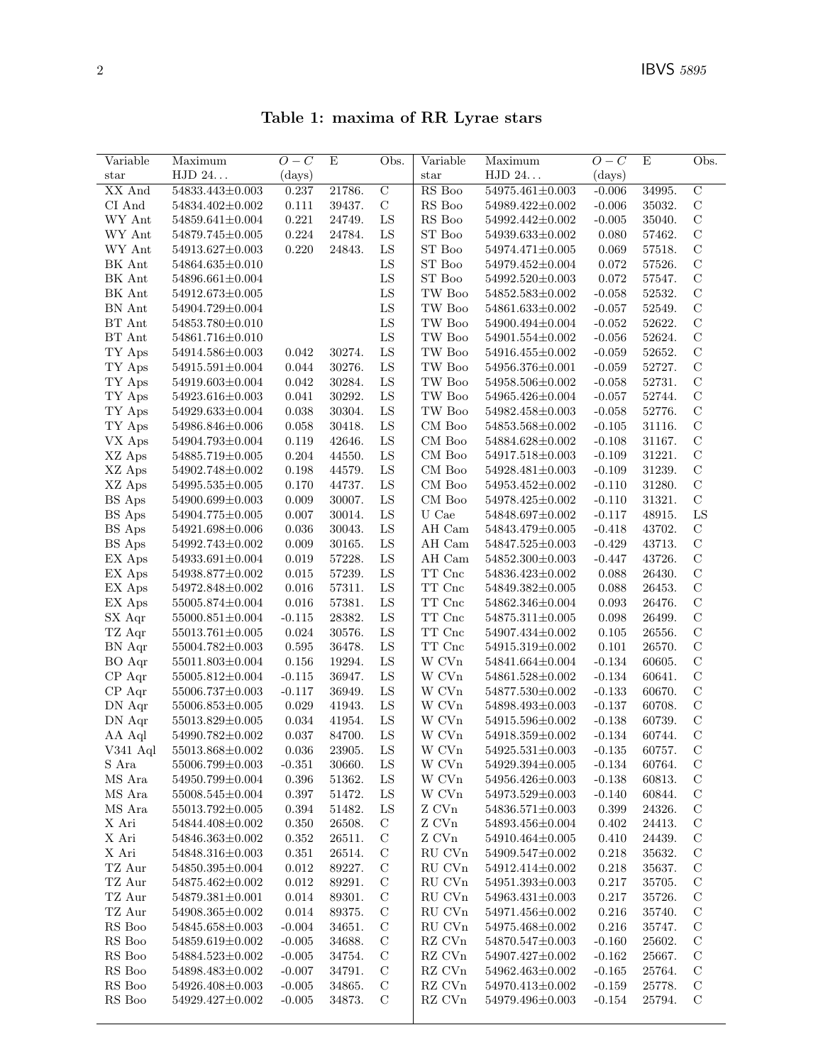**Table 1: maxima of RR Lyrae stars**

| Variable star | Maximum HJD 24... | $O-C$ (days) | E | Obs. |
|---|---|---|---|---|
| XX And | 54833.443±0.003 | 0.237 | 21786. | C |
| CI And | 54834.402±0.002 | 0.111 | 39437. | C |
| WY Ant | 54859.641±0.004 | 0.221 | 24749. | LS |
| WY Ant | 54879.745±0.005 | 0.224 | 24784. | LS |
| WY Ant | 54913.627±0.003 | 0.220 | 24843. | LS |
| BK Ant | 54864.635±0.010 | | | LS |
| BK Ant | 54896.661±0.004 | | | LS |
| BK Ant | 54912.673±0.005 | | | LS |
| BN Ant | 54904.729±0.004 | | | LS |
| BT Ant | 54853.780±0.010 | | | LS |
| BT Ant | 54861.716±0.010 | | | LS |
| TY Aps | 54914.586±0.003 | 0.042 | 30274. | LS |
| TY Aps | 54915.591±0.004 | 0.044 | 30276. | LS |
| TY Aps | 54919.603±0.004 | 0.042 | 30284. | LS |
| TY Aps | 54923.616±0.003 | 0.041 | 30292. | LS |
| TY Aps | 54929.633±0.004 | 0.038 | 30304. | LS |
| TY Aps | 54986.846±0.006 | 0.058 | 30418. | LS |
| VX Aps | 54904.793±0.004 | 0.119 | 42646. | LS |
| XZ Aps | 54885.719±0.005 | 0.204 | 44550. | LS |
| XZ Aps | 54902.748±0.002 | 0.198 | 44579. | LS |
| XZ Aps | 54995.535±0.005 | 0.170 | 44737. | LS |
| BS Aps | 54900.699±0.003 | 0.009 | 30007. | LS |
| BS Aps | 54904.775±0.005 | 0.007 | 30014. | LS |
| BS Aps | 54921.698±0.006 | 0.036 | 30043. | LS |
| BS Aps | 54992.743±0.002 | 0.009 | 30165. | LS |
| EX Aps | 54933.691±0.004 | 0.019 | 57228. | LS |
| EX Aps | 54938.877±0.002 | 0.015 | 57239. | LS |
| EX Aps | 54972.848±0.002 | 0.016 | 57311. | LS |
| EX Aps | 55005.874±0.004 | 0.016 | 57381. | LS |
| SX Aqr | 55000.851±0.004 | -0.115 | 28382. | LS |
| TZ Aqr | 55013.761±0.005 | 0.024 | 30576. | LS |
| BN Aqr | 55004.782±0.003 | 0.595 | 36478. | LS |
| BO Aqr | 55011.803±0.004 | 0.156 | 19294. | LS |
| CP Aqr | 55005.812±0.004 | -0.115 | 36947. | LS |
| CP Aqr | 55006.737±0.003 | -0.117 | 36949. | LS |
| DN Aqr | 55006.853±0.005 | 0.029 | 41943. | LS |
| DN Aqr | 55013.829±0.005 | 0.034 | 41954. | LS |
| AA Aql | 54990.782±0.002 | 0.037 | 84700. | LS |
| V341 Aql | 55013.868±0.002 | 0.036 | 23905. | LS |
| S Ara | 55006.799±0.003 | -0.351 | 30660. | LS |
| MS Ara | 54950.799±0.004 | 0.396 | 51362. | LS |
| MS Ara | 55008.545±0.004 | 0.397 | 51472. | LS |
| MS Ara | 55013.792±0.005 | 0.394 | 51482. | LS |
| X Ari | 54844.408±0.002 | 0.350 | 26508. | C |
| X Ari | 54846.363±0.002 | 0.352 | 26511. | C |
| X Ari | 54848.316±0.003 | 0.351 | 26514. | C |
| TZ Aur | 54850.395±0.004 | 0.012 | 89227. | C |
| TZ Aur | 54875.462±0.002 | 0.012 | 89291. | C |
| TZ Aur | 54879.381±0.001 | 0.014 | 89301. | C |
| TZ Aur | 54908.365±0.002 | 0.014 | 89375. | C |
| RS Boo | 54845.658±0.003 | -0.004 | 34651. | C |
| RS Boo | 54859.619±0.002 | -0.005 | 34688. | C |
| RS Boo | 54884.523±0.002 | -0.005 | 34754. | C |
| RS Boo | 54898.483±0.002 | -0.007 | 34791. | C |
| RS Boo | 54926.408±0.003 | -0.005 | 34865. | C |
| RS Boo | 54929.427±0.002 | -0.005 | 34873. | C |
| RS Boo | 54975.461±0.003 | -0.006 | 34995. | C |
| RS Boo | 54989.422±0.002 | -0.006 | 35032. | C |
| RS Boo | 54992.442±0.002 | -0.005 | 35040. | C |
| ST Boo | 54939.633±0.002 | 0.080 | 57462. | C |
| ST Boo | 54974.471±0.005 | 0.069 | 57518. | C |
| ST Boo | 54979.452±0.004 | 0.072 | 57526. | C |
| ST Boo | 54992.520±0.003 | 0.072 | 57547. | C |
| TW Boo | 54852.583±0.002 | -0.058 | 52532. | C |
| TW Boo | 54861.633±0.002 | -0.057 | 52549. | C |
| TW Boo | 54900.494±0.004 | -0.052 | 52622. | C |
| TW Boo | 54901.554±0.002 | -0.056 | 52624. | C |
| TW Boo | 54916.455±0.002 | -0.059 | 52652. | C |
| TW Boo | 54956.376±0.001 | -0.059 | 52727. | C |
| TW Boo | 54958.506±0.002 | -0.058 | 52731. | C |
| TW Boo | 54965.426±0.004 | -0.057 | 52744. | C |
| TW Boo | 54982.458±0.003 | -0.058 | 52776. | C |
| CM Boo | 54853.568±0.002 | -0.105 | 31116. | C |
| CM Boo | 54884.628±0.002 | -0.108 | 31167. | C |
| CM Boo | 54917.518±0.003 | -0.109 | 31221. | C |
| CM Boo | 54928.481±0.003 | -0.109 | 31239. | C |
| CM Boo | 54953.452±0.002 | -0.110 | 31280. | C |
| CM Boo | 54978.425±0.002 | -0.110 | 31321. | C |
| U Cae | 54848.697±0.002 | -0.117 | 48915. | LS |
| AH Cam | 54843.479±0.005 | -0.418 | 43702. | C |
| AH Cam | 54847.525±0.003 | -0.429 | 43713. | C |
| AH Cam | 54852.300±0.003 | -0.447 | 43726. | C |
| TT Cnc | 54836.423±0.002 | 0.088 | 26430. | C |
| TT Cnc | 54849.382±0.005 | 0.088 | 26453. | C |
| TT Cnc | 54862.346±0.004 | 0.093 | 26476. | C |
| TT Cnc | 54875.311±0.005 | 0.098 | 26499. | C |
| TT Cnc | 54907.434±0.002 | 0.105 | 26556. | C |
| TT Cnc | 54915.319±0.002 | 0.101 | 26570. | C |
| W CVn | 54841.664±0.004 | -0.134 | 60605. | C |
| W CVn | 54861.528±0.002 | -0.134 | 60641. | C |
| W CVn | 54877.530±0.002 | -0.133 | 60670. | C |
| W CVn | 54898.493±0.003 | -0.137 | 60708. | C |
| W CVn | 54915.596±0.002 | -0.138 | 60739. | C |
| W CVn | 54918.359±0.002 | -0.134 | 60744. | C |
| W CVn | 54925.531±0.003 | -0.135 | 60757. | C |
| W CVn | 54929.394±0.005 | -0.134 | 60764. | C |
| W CVn | 54956.426±0.003 | -0.138 | 60813. | C |
| W CVn | 54973.529±0.003 | -0.140 | 60844. | C |
| Z CVn | 54836.571±0.003 | 0.399 | 24326. | C |
| Z CVn | 54893.456±0.004 | 0.402 | 24413. | C |
| Z CVn | 54910.464±0.005 | 0.410 | 24439. | C |
| RU CVn | 54909.547±0.002 | 0.218 | 35632. | C |
| RU CVn | 54912.414±0.002 | 0.218 | 35637. | C |
| RU CVn | 54951.393±0.003 | 0.217 | 35705. | C |
| RU CVn | 54963.431±0.003 | 0.217 | 35726. | C |
| RU CVn | 54971.456±0.002 | 0.216 | 35740. | C |
| RU CVn | 54975.468±0.002 | 0.216 | 35747. | C |
| RZ CVn | 54870.547±0.003 | -0.160 | 25602. | C |
| RZ CVn | 54907.427±0.002 | -0.162 | 25667. | C |
| RZ CVn | 54962.463±0.002 | -0.165 | 25764. | C |
| RZ CVn | 54970.413±0.002 | -0.159 | 25778. | C |
| RZ CVn | 54979.496±0.003 | -0.154 | 25794. | C |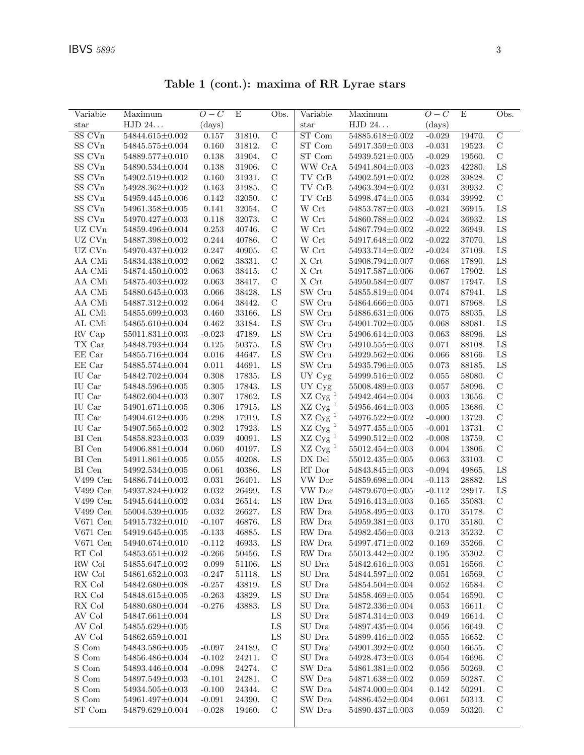**Table 1 (cont.): maxima of RR Lyrae stars**

| Variable star | Maximum HJD 24... | $O-C$ (days) | E | Obs. | Variable star | Maximum HJD 24... | $O-C$ (days) | E | Obs. |
|---|---|---|---|---|---|---|---|---|---|
| SS CVn | 54844.615±0.002 | 0.157 | 31810. | C | ST Com | 54885.618±0.002 | -0.029 | 19470. | C |
| SS CVn | 54845.575±0.004 | 0.160 | 31812. | C | ST Com | 54917.359±0.003 | -0.031 | 19523. | C |
| SS CVn | 54889.577±0.010 | 0.138 | 31904. | C | ST Com | 54939.521±0.005 | -0.029 | 19560. | C |
| SS CVn | 54890.534±0.004 | 0.138 | 31906. | C | WW CrA | 54941.804±0.003 | -0.023 | 42280. | LS |
| SS CVn | 54902.519±0.002 | 0.160 | 31931. | C | TV CrB | 54902.591±0.002 | 0.028 | 39828. | C |
| SS CVn | 54928.362±0.002 | 0.163 | 31985. | C | TV CrB | 54963.394±0.002 | 0.031 | 39932. | C |
| SS CVn | 54959.445±0.006 | 0.142 | 32050. | C | TV CrB | 54998.474±0.005 | 0.034 | 39992. | C |
| SS CVn | 54961.358±0.005 | 0.141 | 32054. | C | W Crt | 54853.787±0.003 | -0.021 | 36915. | LS |
| SS CVn | 54970.427±0.003 | 0.118 | 32073. | C | W Crt | 54860.788±0.002 | -0.024 | 36932. | LS |
| UZ CVn | 54859.496±0.004 | 0.253 | 40746. | C | W Crt | 54867.794±0.002 | -0.022 | 36949. | LS |
| UZ CVn | 54887.398±0.002 | 0.244 | 40786. | C | W Crt | 54917.648±0.002 | -0.022 | 37070. | LS |
| UZ CVn | 54970.437±0.002 | 0.247 | 40905. | C | W Crt | 54933.714±0.002 | -0.024 | 37109. | LS |
| AA CMi | 54834.438±0.002 | 0.062 | 38331. | C | X Crt | 54908.794±0.007 | 0.068 | 17890. | LS |
| AA CMi | 54874.450±0.002 | 0.063 | 38415. | C | X Crt | 54917.587±0.006 | 0.067 | 17902. | LS |
| AA CMi | 54875.403±0.002 | 0.063 | 38417. | C | X Crt | 54950.584±0.007 | 0.087 | 17947. | LS |
| AA CMi | 54880.645±0.003 | 0.066 | 38428. | LS | SW Cru | 54855.819±0.004 | 0.074 | 87941. | LS |
| AA CMi | 54887.312±0.002 | 0.064 | 38442. | C | SW Cru | 54864.666±0.005 | 0.071 | 87968. | LS |
| AL CMi | 54855.699±0.003 | 0.460 | 33166. | LS | SW Cru | 54886.631±0.006 | 0.075 | 88035. | LS |
| AL CMi | 54865.610±0.004 | 0.462 | 33184. | LS | SW Cru | 54901.702±0.005 | 0.068 | 88081. | LS |
| RV Cap | 55011.831±0.003 | -0.023 | 47189. | LS | SW Cru | 54906.614±0.003 | 0.063 | 88096. | LS |
| TX Car | 54848.793±0.004 | 0.125 | 50375. | LS | SW Cru | 54910.555±0.003 | 0.071 | 88108. | LS |
| EE Car | 54855.716±0.004 | 0.016 | 44647. | LS | SW Cru | 54929.562±0.006 | 0.066 | 88166. | LS |
| EE Car | 54885.574±0.004 | 0.011 | 44691. | LS | SW Cru | 54935.796±0.005 | 0.073 | 88185. | LS |
| IU Car | 54842.702±0.004 | 0.308 | 17835. | LS | UY Cyg | 54999.516±0.002 | 0.055 | 58080. | C |
| IU Car | 54848.596±0.005 | 0.305 | 17843. | LS | UY Cyg | 55008.489±0.003 | 0.057 | 58096. | C |
| IU Car | 54862.604±0.003 | 0.307 | 17862. | LS | XZ Cyg [1] | 54942.464±0.004 | 0.003 | 13656. | C |
| IU Car | 54901.671±0.005 | 0.306 | 17915. | LS | XZ Cyg [1] | 54956.464±0.003 | 0.005 | 13686. | C |
| IU Car | 54904.612±0.005 | 0.298 | 17919. | LS | XZ Cyg [1] | 54976.522±0.002 | -0.000 | 13729. | C |
| IU Car | 54907.565±0.002 | 0.302 | 17923. | LS | XZ Cyg [1] | 54977.455±0.005 | -0.001 | 13731. | C |
| BI Cen | 54858.823±0.003 | 0.039 | 40091. | LS | XZ Cyg [1] | 54990.512±0.002 | -0.008 | 13759. | C |
| BI Cen | 54906.881±0.004 | 0.060 | 40197. | LS | XZ Cyg [1] | 55012.454±0.003 | 0.004 | 13806. | C |
| BI Cen | 54911.861±0.005 | 0.055 | 40208. | LS | DX Del | 55012.435±0.005 | 0.063 | 33103. | C |
| BI Cen | 54992.534±0.005 | 0.061 | 40386. | LS | RT Dor | 54843.845±0.003 | -0.094 | 49865. | LS |
| V499 Cen | 54886.744±0.002 | 0.031 | 26401. | LS | VW Dor | 54859.698±0.004 | -0.113 | 28882. | LS |
| V499 Cen | 54937.824±0.002 | 0.032 | 26499. | LS | VW Dor | 54879.670±0.005 | -0.112 | 28917. | LS |
| V499 Cen | 54945.644±0.002 | 0.034 | 26514. | LS | RW Dra | 54916.413±0.003 | 0.165 | 35083. | C |
| V499 Cen | 55004.539±0.005 | 0.032 | 26627. | LS | RW Dra | 54958.495±0.003 | 0.170 | 35178. | C |
| V671 Cen | 54915.732±0.010 | -0.107 | 46876. | LS | RW Dra | 54959.381±0.003 | 0.170 | 35180. | C |
| V671 Cen | 54919.645±0.005 | -0.133 | 46885. | LS | RW Dra | 54982.456±0.003 | 0.213 | 35232. | C |
| V671 Cen | 54940.674±0.010 | -0.112 | 46933. | LS | RW Dra | 54997.471±0.002 | 0.169 | 35266. | C |
| RT Col | 54853.651±0.002 | -0.266 | 50456. | LS | RW Dra | 55013.442±0.002 | 0.195 | 35302. | C |
| RW Col | 54855.647±0.002 | 0.099 | 51106. | LS | SU Dra | 54842.616±0.003 | 0.051 | 16566. | C |
| RW Col | 54861.652±0.003 | -0.247 | 51118. | LS | SU Dra | 54844.597±0.002 | 0.051 | 16569. | C |
| RX Col | 54842.680±0.008 | -0.257 | 43819. | LS | SU Dra | 54854.504±0.004 | 0.052 | 16584. | C |
| RX Col | 54848.615±0.005 | -0.263 | 43829. | LS | SU Dra | 54858.469±0.005 | 0.054 | 16590. | C |
| RX Col | 54880.680±0.004 | -0.276 | 43883. | LS | SU Dra | 54872.336±0.004 | 0.053 | 16611. | C |
| AV Col | 54847.661±0.004 | | | LS | SU Dra | 54874.314±0.003 | 0.049 | 16614. | C |
| AV Col | 54855.629±0.005 | | | LS | SU Dra | 54897.435±0.004 | 0.056 | 16649. | C |
| AV Col | 54862.659±0.001 | | | LS | SU Dra | 54899.416±0.002 | 0.055 | 16652. | C |
| S Com | 54843.586±0.005 | -0.097 | 24189. | C | SU Dra | 54901.392±0.002 | 0.050 | 16655. | C |
| S Com | 54856.486±0.004 | -0.102 | 24211. | C | SU Dra | 54928.473±0.003 | 0.054 | 16696. | C |
| S Com | 54893.446±0.004 | -0.098 | 24274. | C | SW Dra | 54861.381±0.002 | 0.056 | 50269. | C |
| S Com | 54897.549±0.003 | -0.101 | 24281. | C | SW Dra | 54871.638±0.002 | 0.059 | 50287. | C |
| S Com | 54934.505±0.003 | -0.100 | 24344. | C | SW Dra | 54874.000±0.004 | 0.142 | 50291. | C |
| S Com | 54961.497±0.004 | -0.091 | 24390. | C | SW Dra | 54886.452±0.004 | 0.061 | 50313. | C |
| ST Com | 54879.629±0.004 | -0.028 | 19460. | C | SW Dra | 54890.437±0.003 | 0.059 | 50320. | C |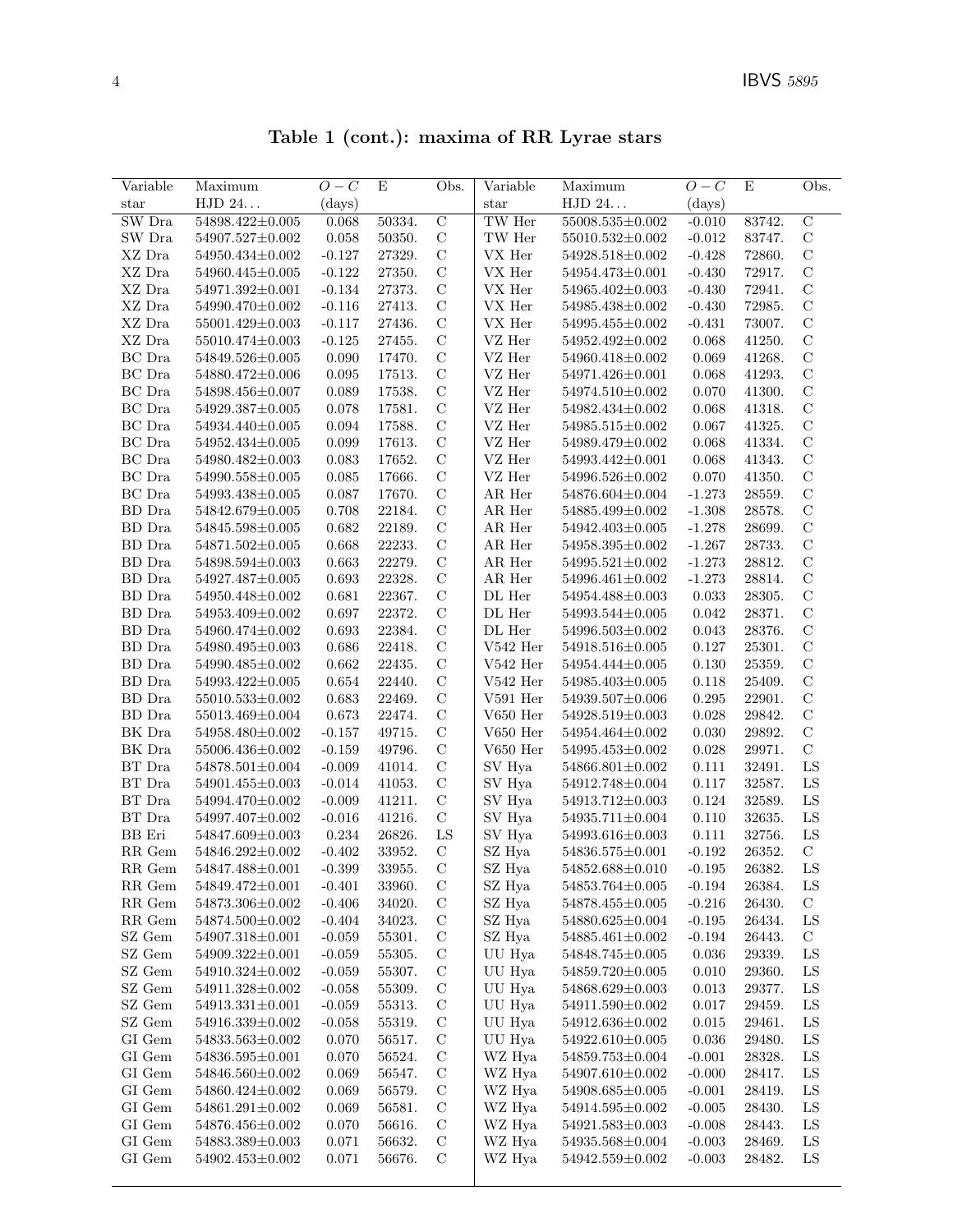**Table 1 (cont.): maxima of RR Lyrae stars**

| Variable star | Maximum HJD 24... | $O-C$ (days) | E | Obs. | Variable star | Maximum HJD 24... | $O-C$ (days) | E | Obs. |
|---|---|---|---|---|---|---|---|---|---|
| SW Dra | 54898.422±0.005 | 0.068 | 50334. | C | TW Her | 55008.535±0.002 | -0.010 | 83742. | C |
| SW Dra | 54907.527±0.002 | 0.058 | 50350. | C | TW Her | 55010.532±0.002 | -0.012 | 83747. | C |
| XZ Dra | 54950.434±0.002 | -0.127 | 27329. | C | VX Her | 54928.518±0.002 | -0.428 | 72860. | C |
| XZ Dra | 54960.445±0.005 | -0.122 | 27350. | C | VX Her | 54954.473±0.001 | -0.430 | 72917. | C |
| XZ Dra | 54971.392±0.001 | -0.134 | 27373. | C | VX Her | 54965.402±0.003 | -0.430 | 72941. | C |
| XZ Dra | 54990.470±0.002 | -0.116 | 27413. | C | VX Her | 54985.438±0.002 | -0.430 | 72985. | C |
| XZ Dra | 55001.429±0.003 | -0.117 | 27436. | C | VX Her | 54995.455±0.002 | -0.431 | 73007. | C |
| XZ Dra | 55010.474±0.003 | -0.125 | 27455. | C | VZ Her | 54952.492±0.002 | 0.068 | 41250. | C |
| BC Dra | 54849.526±0.005 | 0.090 | 17470. | C | VZ Her | 54960.418±0.002 | 0.069 | 41268. | C |
| BC Dra | 54880.472±0.006 | 0.095 | 17513. | C | VZ Her | 54971.426±0.001 | 0.068 | 41293. | C |
| BC Dra | 54898.456±0.007 | 0.089 | 17538. | C | VZ Her | 54974.510±0.002 | 0.070 | 41300. | C |
| BC Dra | 54929.387±0.005 | 0.078 | 17581. | C | VZ Her | 54982.434±0.002 | 0.068 | 41318. | C |
| BC Dra | 54934.440±0.005 | 0.094 | 17588. | C | VZ Her | 54985.515±0.002 | 0.067 | 41325. | C |
| BC Dra | 54952.434±0.005 | 0.099 | 17613. | C | VZ Her | 54989.479±0.002 | 0.068 | 41334. | C |
| BC Dra | 54980.482±0.003 | 0.083 | 17652. | C | VZ Her | 54993.442±0.001 | 0.068 | 41343. | C |
| BC Dra | 54990.558±0.005 | 0.085 | 17666. | C | VZ Her | 54996.526±0.002 | 0.070 | 41350. | C |
| BC Dra | 54993.438±0.005 | 0.087 | 17670. | C | AR Her | 54876.604±0.004 | -1.273 | 28559. | C |
| BD Dra | 54842.679±0.005 | 0.708 | 22184. | C | AR Her | 54885.499±0.002 | -1.308 | 28578. | C |
| BD Dra | 54845.598±0.005 | 0.682 | 22189. | C | AR Her | 54942.403±0.005 | -1.278 | 28699. | C |
| BD Dra | 54871.502±0.005 | 0.668 | 22233. | C | AR Her | 54958.395±0.002 | -1.267 | 28733. | C |
| BD Dra | 54898.594±0.003 | 0.663 | 22279. | C | AR Her | 54995.521±0.002 | -1.273 | 28812. | C |
| BD Dra | 54927.487±0.005 | 0.693 | 22328. | C | AR Her | 54996.461±0.002 | -1.273 | 28814. | C |
| BD Dra | 54950.448±0.002 | 0.681 | 22367. | C | DL Her | 54954.488±0.003 | 0.033 | 28305. | C |
| BD Dra | 54953.409±0.002 | 0.697 | 22372. | C | DL Her | 54993.544±0.005 | 0.042 | 28371. | C |
| BD Dra | 54960.474±0.002 | 0.693 | 22384. | C | DL Her | 54996.503±0.002 | 0.043 | 28376. | C |
| BD Dra | 54980.495±0.003 | 0.686 | 22418. | C | V542 Her | 54918.516±0.005 | 0.127 | 25301. | C |
| BD Dra | 54990.485±0.002 | 0.662 | 22435. | C | V542 Her | 54954.444±0.005 | 0.130 | 25359. | C |
| BD Dra | 54993.422±0.005 | 0.654 | 22440. | C | V542 Her | 54985.403±0.005 | 0.118 | 25409. | C |
| BD Dra | 55010.533±0.002 | 0.683 | 22469. | C | V591 Her | 54939.507±0.006 | 0.295 | 22901. | C |
| BD Dra | 55013.469±0.004 | 0.673 | 22474. | C | V650 Her | 54928.519±0.003 | 0.028 | 29842. | C |
| BK Dra | 54958.480±0.002 | -0.157 | 49715. | C | V650 Her | 54954.464±0.002 | 0.030 | 29892. | C |
| BK Dra | 55006.436±0.002 | -0.159 | 49796. | C | V650 Her | 54995.453±0.002 | 0.028 | 29971. | C |
| BT Dra | 54878.501±0.004 | -0.009 | 41014. | C | SV Hya | 54866.801±0.002 | 0.111 | 32491. | LS |
| BT Dra | 54901.455±0.003 | -0.014 | 41053. | C | SV Hya | 54912.748±0.004 | 0.117 | 32587. | LS |
| BT Dra | 54994.470±0.002 | -0.009 | 41211. | C | SV Hya | 54913.712±0.003 | 0.124 | 32589. | LS |
| BT Dra | 54997.407±0.002 | -0.016 | 41216. | C | SV Hya | 54935.711±0.004 | 0.110 | 32635. | LS |
| BB Eri | 54847.609±0.003 | 0.234 | 26826. | LS | SV Hya | 54993.616±0.003 | 0.111 | 32756. | LS |
| RR Gem | 54846.292±0.002 | -0.402 | 33952. | C | SZ Hya | 54836.575±0.001 | -0.192 | 26352. | C |
| RR Gem | 54847.488±0.001 | -0.399 | 33955. | C | SZ Hya | 54852.688±0.010 | -0.195 | 26382. | LS |
| RR Gem | 54849.472±0.001 | -0.401 | 33960. | C | SZ Hya | 54853.764±0.005 | -0.194 | 26384. | LS |
| RR Gem | 54873.306±0.002 | -0.406 | 34020. | C | SZ Hya | 54878.455±0.005 | -0.216 | 26430. | C |
| RR Gem | 54874.500±0.002 | -0.404 | 34023. | C | SZ Hya | 54880.625±0.004 | -0.195 | 26434. | LS |
| SZ Gem | 54907.318±0.001 | -0.059 | 55301. | C | SZ Hya | 54885.461±0.002 | -0.194 | 26443. | C |
| SZ Gem | 54909.322±0.001 | -0.059 | 55305. | C | UU Hya | 54848.745±0.005 | 0.036 | 29339. | LS |
| SZ Gem | 54910.324±0.002 | -0.059 | 55307. | C | UU Hya | 54859.720±0.005 | 0.010 | 29360. | LS |
| SZ Gem | 54911.328±0.002 | -0.058 | 55309. | C | UU Hya | 54868.629±0.003 | 0.013 | 29377. | LS |
| SZ Gem | 54913.331±0.001 | -0.059 | 55313. | C | UU Hya | 54911.590±0.002 | 0.017 | 29459. | LS |
| SZ Gem | 54916.339±0.002 | -0.058 | 55319. | C | UU Hya | 54912.636±0.002 | 0.015 | 29461. | LS |
| GI Gem | 54833.563±0.002 | 0.070 | 56517. | C | UU Hya | 54922.610±0.005 | 0.036 | 29480. | LS |
| GI Gem | 54836.595±0.001 | 0.070 | 56524. | C | WZ Hya | 54859.753±0.004 | -0.001 | 28328. | LS |
| GI Gem | 54846.560±0.002 | 0.069 | 56547. | C | WZ Hya | 54907.610±0.002 | -0.000 | 28417. | LS |
| GI Gem | 54860.424±0.002 | 0.069 | 56579. | C | WZ Hya | 54908.685±0.005 | -0.001 | 28419. | LS |
| GI Gem | 54861.291±0.002 | 0.069 | 56581. | C | WZ Hya | 54914.595±0.002 | -0.005 | 28430. | LS |
| GI Gem | 54876.456±0.002 | 0.070 | 56616. | C | WZ Hya | 54921.583±0.003 | -0.008 | 28443. | LS |
| GI Gem | 54883.389±0.003 | 0.071 | 56632. | C | WZ Hya | 54935.568±0.004 | -0.003 | 28469. | LS |
| GI Gem | 54902.453±0.002 | 0.071 | 56676. | C | WZ Hya | 54942.559±0.002 | -0.003 | 28482. | LS |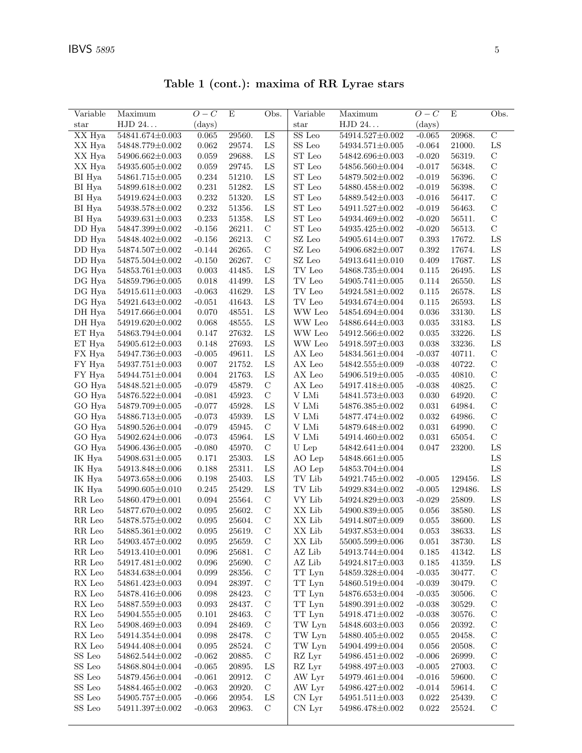**Table 1 (cont.): maxima of RR Lyrae stars**

| Variable star | Maximum HJD 24... | $O-C$ (days) | E | Obs. |
|---|---|---|---|---|
| XX Hya | 54841.674±0.003 | 0.065 | 29560. | LS |
| XX Hya | 54848.779±0.002 | 0.062 | 29574. | LS |
| XX Hya | 54906.662±0.003 | 0.059 | 29688. | LS |
| XX Hya | 54935.605±0.002 | 0.059 | 29745. | LS |
| BI Hya | 54861.715±0.005 | 0.234 | 51210. | LS |
| BI Hya | 54899.618±0.002 | 0.231 | 51282. | LS |
| BI Hya | 54919.624±0.003 | 0.232 | 51320. | LS |
| BI Hya | 54938.578±0.002 | 0.232 | 51356. | LS |
| BI Hya | 54939.631±0.003 | 0.233 | 51358. | LS |
| DD Hya | 54847.399±0.002 | -0.156 | 26211. | C |
| DD Hya | 54848.402±0.002 | -0.156 | 26213. | C |
| DD Hya | 54874.507±0.002 | -0.144 | 26265. | C |
| DD Hya | 54875.504±0.002 | -0.150 | 26267. | C |
| DG Hya | 54853.761±0.003 | 0.003 | 41485. | LS |
| DG Hya | 54859.796±0.005 | 0.018 | 41499. | LS |
| DG Hya | 54915.611±0.003 | -0.063 | 41629. | LS |
| DG Hya | 54921.643±0.002 | -0.051 | 41643. | LS |
| DH Hya | 54917.666±0.004 | 0.070 | 48551. | LS |
| DH Hya | 54919.620±0.002 | 0.068 | 48555. | LS |
| ET Hya | 54863.794±0.004 | 0.147 | 27632. | LS |
| ET Hya | 54905.612±0.003 | 0.148 | 27693. | LS |
| FX Hya | 54947.736±0.003 | -0.005 | 49611. | LS |
| FY Hya | 54937.751±0.003 | 0.007 | 21752. | LS |
| FY Hya | 54944.751±0.004 | 0.004 | 21763. | LS |
| GO Hya | 54848.521±0.005 | -0.079 | 45879. | C |
| GO Hya | 54876.522±0.004 | -0.081 | 45923. | C |
| GO Hya | 54879.709±0.005 | -0.077 | 45928. | LS |
| GO Hya | 54886.713±0.005 | -0.073 | 45939. | LS |
| GO Hya | 54890.526±0.004 | -0.079 | 45945. | C |
| GO Hya | 54902.624±0.006 | -0.073 | 45964. | LS |
| GO Hya | 54906.436±0.005 | -0.080 | 45970. | C |
| IK Hya | 54908.631±0.005 | 0.171 | 25303. | LS |
| IK Hya | 54913.848±0.006 | 0.188 | 25311. | LS |
| IK Hya | 54973.658±0.006 | 0.198 | 25403. | LS |
| IK Hya | 54990.605±0.010 | 0.245 | 25429. | LS |
| RR Leo | 54860.479±0.001 | 0.094 | 25564. | C |
| RR Leo | 54877.670±0.002 | 0.095 | 25602. | C |
| RR Leo | 54878.575±0.002 | 0.095 | 25604. | C |
| RR Leo | 54885.361±0.002 | 0.095 | 25619. | C |
| RR Leo | 54903.457±0.002 | 0.095 | 25659. | C |
| RR Leo | 54913.410±0.001 | 0.096 | 25681. | C |
| RR Leo | 54917.481±0.002 | 0.096 | 25690. | C |
| RX Leo | 54834.638±0.004 | 0.099 | 28356. | C |
| RX Leo | 54861.423±0.003 | 0.094 | 28397. | C |
| RX Leo | 54878.416±0.006 | 0.098 | 28423. | C |
| RX Leo | 54887.559±0.003 | 0.093 | 28437. | C |
| RX Leo | 54904.555±0.005 | 0.101 | 28463. | C |
| RX Leo | 54908.469±0.003 | 0.094 | 28469. | C |
| RX Leo | 54914.354±0.004 | 0.098 | 28478. | C |
| RX Leo | 54944.408±0.004 | 0.095 | 28524. | C |
| SS Leo | 54862.544±0.002 | -0.062 | 20885. | C |
| SS Leo | 54868.804±0.004 | -0.065 | 20895. | LS |
| SS Leo | 54879.456±0.004 | -0.061 | 20912. | C |
| SS Leo | 54884.465±0.002 | -0.063 | 20920. | C |
| SS Leo | 54905.757±0.005 | -0.066 | 20954. | LS |
| SS Leo | 54911.397±0.002 | -0.063 | 20963. | C |
| SS Leo | 54914.527±0.002 | -0.065 | 20968. | C |
| SS Leo | 54934.571±0.005 | -0.064 | 21000. | LS |
| ST Leo | 54842.696±0.003 | -0.020 | 56319. | C |
| ST Leo | 54856.560±0.004 | -0.017 | 56348. | C |
| ST Leo | 54879.502±0.002 | -0.019 | 56396. | C |
| ST Leo | 54880.458±0.002 | -0.019 | 56398. | C |
| ST Leo | 54889.542±0.003 | -0.016 | 56417. | C |
| ST Leo | 54911.527±0.002 | -0.019 | 56463. | C |
| ST Leo | 54934.469±0.002 | -0.020 | 56511. | C |
| ST Leo | 54935.425±0.002 | -0.020 | 56513. | C |
| SZ Leo | 54905.614±0.007 | 0.393 | 17672. | LS |
| SZ Leo | 54906.682±0.007 | 0.392 | 17674. | LS |
| SZ Leo | 54913.641±0.010 | 0.409 | 17687. | LS |
| TV Leo | 54868.735±0.004 | 0.115 | 26495. | LS |
| TV Leo | 54905.741±0.005 | 0.114 | 26550. | LS |
| TV Leo | 54924.581±0.002 | 0.115 | 26578. | LS |
| TV Leo | 54934.674±0.004 | 0.115 | 26593. | LS |
| WW Leo | 54854.694±0.004 | 0.036 | 33130. | LS |
| WW Leo | 54886.644±0.003 | 0.035 | 33183. | LS |
| WW Leo | 54912.566±0.002 | 0.035 | 33226. | LS |
| WW Leo | 54918.597±0.003 | 0.038 | 33236. | LS |
| AX Leo | 54834.561±0.004 | -0.037 | 40711. | C |
| AX Leo | 54842.555±0.009 | -0.038 | 40722. | C |
| AX Leo | 54906.519±0.005 | -0.035 | 40810. | C |
| AX Leo | 54917.418±0.005 | -0.038 | 40825. | C |
| V LMi | 54841.573±0.003 | 0.030 | 64920. | C |
| V LMi | 54876.385±0.002 | 0.031 | 64984. | C |
| V LMi | 54877.474±0.002 | 0.032 | 64986. | C |
| V LMi | 54879.648±0.002 | 0.031 | 64990. | C |
| V LMi | 54914.460±0.002 | 0.031 | 65054. | C |
| U Lep | 54842.641±0.004 | 0.047 | 23200. | LS |
| AO Lep | 54848.661±0.005 | | | LS |
| AO Lep | 54853.704±0.004 | | | LS |
| TV Lib | 54921.745±0.002 | -0.005 | 129456. | LS |
| TV Lib | 54929.834±0.002 | -0.005 | 129486. | LS |
| VY Lib | 54924.829±0.003 | -0.029 | 25809. | LS |
| XX Lib | 54900.839±0.005 | 0.056 | 38580. | LS |
| XX Lib | 54914.807±0.009 | 0.055 | 38600. | LS |
| XX Lib | 54937.853±0.004 | 0.053 | 38633. | LS |
| XX Lib | 55005.599±0.006 | 0.051 | 38730. | LS |
| AZ Lib | 54913.744±0.004 | 0.185 | 41342. | LS |
| AZ Lib | 54924.817±0.003 | 0.185 | 41359. | LS |
| TT Lyn | 54859.328±0.004 | -0.035 | 30477. | C |
| TT Lyn | 54860.519±0.004 | -0.039 | 30479. | C |
| TT Lyn | 54876.653±0.004 | -0.035 | 30506. | C |
| TT Lyn | 54890.391±0.002 | -0.038 | 30529. | C |
| TT Lyn | 54918.471±0.002 | -0.038 | 30576. | C |
| TW Lyn | 54848.603±0.003 | 0.056 | 20392. | C |
| TW Lyn | 54880.405±0.002 | 0.055 | 20458. | C |
| TW Lyn | 54904.499±0.004 | 0.056 | 20508. | C |
| RZ Lyr | 54986.451±0.002 | -0.006 | 26999. | C |
| RZ Lyr | 54988.497±0.003 | -0.005 | 27003. | C |
| AW Lyr | 54979.461±0.004 | -0.016 | 59600. | C |
| AW Lyr | 54986.427±0.002 | -0.014 | 59614. | C |
| CN Lyr | 54951.511±0.003 | 0.022 | 25439. | C |
| CN Lyr | 54986.478±0.002 | 0.022 | 25524. | C |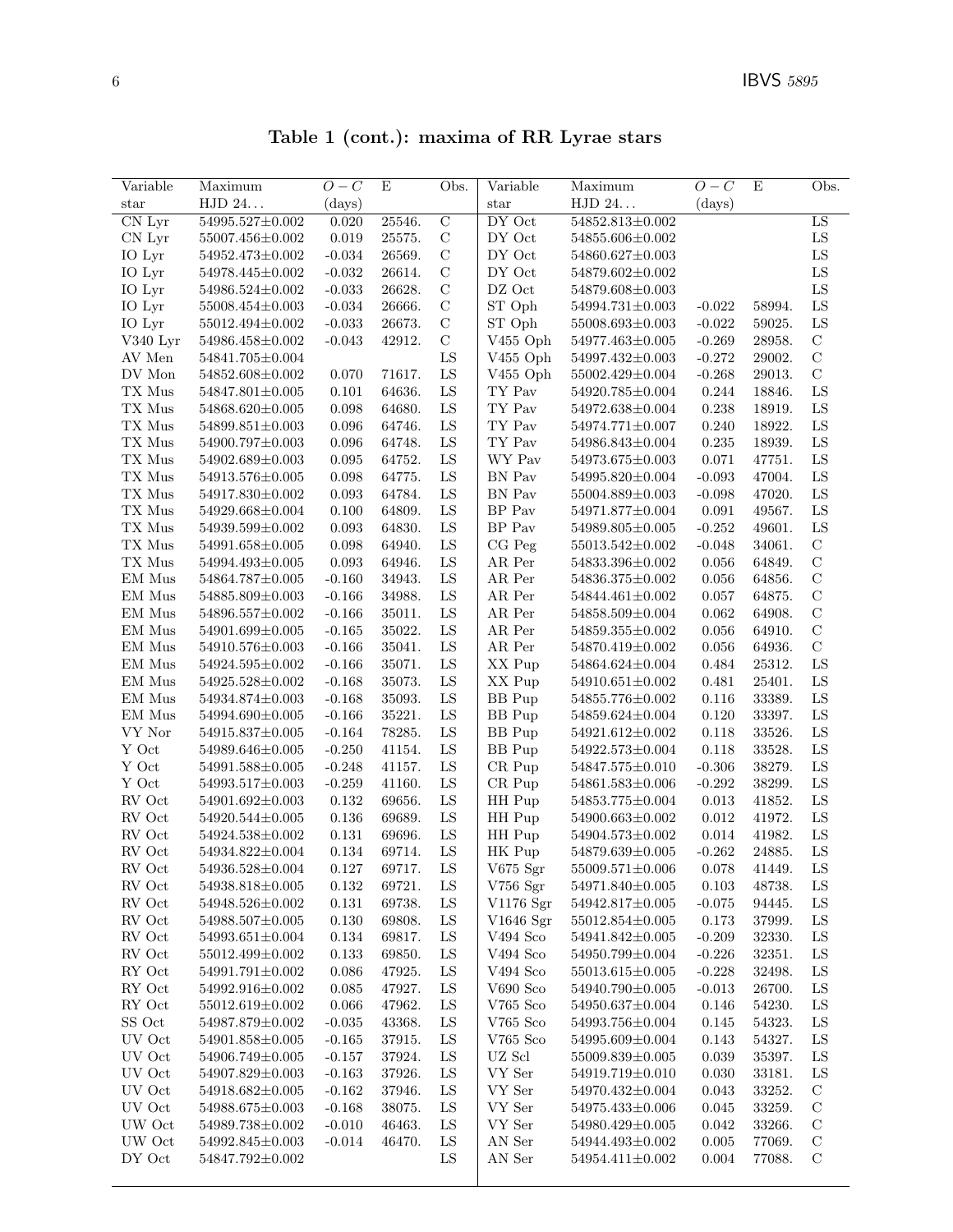**Table 1 (cont.): maxima of RR Lyrae stars**

| Variable star | Maximum HJD 24... | $O-C$ (days) | E | Obs. |
|---|---|---|---|---|
| CN Lyr | 54995.527±0.002 | 0.020 | 25546. | C |
| CN Lyr | 55007.456±0.002 | 0.019 | 25575. | C |
| IO Lyr | 54952.473±0.002 | -0.034 | 26569. | C |
| IO Lyr | 54978.445±0.002 | -0.032 | 26614. | C |
| IO Lyr | 54986.524±0.002 | -0.033 | 26628. | C |
| IO Lyr | 55008.454±0.003 | -0.034 | 26666. | C |
| IO Lyr | 55012.494±0.002 | -0.033 | 26673. | C |
| V340 Lyr | 54986.458±0.002 | -0.043 | 42912. | C |
| AV Men | 54841.705±0.004 | | | LS |
| DV Mon | 54852.608±0.002 | 0.070 | 71617. | LS |
| TX Mus | 54847.801±0.005 | 0.101 | 64636. | LS |
| TX Mus | 54868.620±0.005 | 0.098 | 64680. | LS |
| TX Mus | 54899.851±0.003 | 0.096 | 64746. | LS |
| TX Mus | 54900.797±0.003 | 0.096 | 64748. | LS |
| TX Mus | 54902.689±0.003 | 0.095 | 64752. | LS |
| TX Mus | 54913.576±0.005 | 0.098 | 64775. | LS |
| TX Mus | 54917.830±0.002 | 0.093 | 64784. | LS |
| TX Mus | 54929.668±0.004 | 0.100 | 64809. | LS |
| TX Mus | 54939.599±0.002 | 0.093 | 64830. | LS |
| TX Mus | 54991.658±0.005 | 0.098 | 64940. | LS |
| TX Mus | 54994.493±0.005 | 0.093 | 64946. | LS |
| EM Mus | 54864.787±0.005 | -0.160 | 34943. | LS |
| EM Mus | 54885.809±0.003 | -0.166 | 34988. | LS |
| EM Mus | 54896.557±0.002 | -0.166 | 35011. | LS |
| EM Mus | 54901.699±0.005 | -0.165 | 35022. | LS |
| EM Mus | 54910.576±0.003 | -0.166 | 35041. | LS |
| EM Mus | 54924.595±0.002 | -0.166 | 35071. | LS |
| EM Mus | 54925.528±0.002 | -0.168 | 35073. | LS |
| EM Mus | 54934.874±0.003 | -0.168 | 35093. | LS |
| EM Mus | 54994.690±0.005 | -0.166 | 35221. | LS |
| VY Nor | 54915.837±0.005 | -0.164 | 78285. | LS |
| Y Oct | 54989.646±0.005 | -0.250 | 41154. | LS |
| Y Oct | 54991.588±0.005 | -0.248 | 41157. | LS |
| Y Oct | 54993.517±0.003 | -0.259 | 41160. | LS |
| RV Oct | 54901.692±0.003 | 0.132 | 69656. | LS |
| RV Oct | 54920.544±0.005 | 0.136 | 69689. | LS |
| RV Oct | 54924.538±0.002 | 0.131 | 69696. | LS |
| RV Oct | 54934.822±0.004 | 0.134 | 69714. | LS |
| RV Oct | 54936.528±0.004 | 0.127 | 69717. | LS |
| RV Oct | 54938.818±0.005 | 0.132 | 69721. | LS |
| RV Oct | 54948.526±0.002 | 0.131 | 69738. | LS |
| RV Oct | 54988.507±0.005 | 0.130 | 69808. | LS |
| RV Oct | 54993.651±0.004 | 0.134 | 69817. | LS |
| RV Oct | 55012.499±0.002 | 0.133 | 69850. | LS |
| RY Oct | 54991.791±0.002 | 0.086 | 47925. | LS |
| RY Oct | 54992.916±0.002 | 0.085 | 47927. | LS |
| RY Oct | 55012.619±0.002 | 0.066 | 47962. | LS |
| SS Oct | 54987.879±0.002 | -0.035 | 43368. | LS |
| UV Oct | 54901.858±0.005 | -0.165 | 37915. | LS |
| UV Oct | 54906.749±0.005 | -0.157 | 37924. | LS |
| UV Oct | 54907.829±0.003 | -0.163 | 37926. | LS |
| UV Oct | 54918.682±0.005 | -0.162 | 37946. | LS |
| UV Oct | 54988.675±0.003 | -0.168 | 38075. | LS |
| UW Oct | 54989.738±0.002 | -0.010 | 46463. | LS |
| UW Oct | 54992.845±0.003 | -0.014 | 46470. | LS |
| DY Oct | 54847.792±0.002 | | | LS |
| DY Oct | 54852.813±0.002 | | | LS |
| DY Oct | 54855.606±0.002 | | | LS |
| DY Oct | 54860.627±0.003 | | | LS |
| DY Oct | 54879.602±0.002 | | | LS |
| DZ Oct | 54879.608±0.003 | | | LS |
| ST Oph | 54994.731±0.003 | -0.022 | 58994. | LS |
| ST Oph | 55008.693±0.003 | -0.022 | 59025. | LS |
| V455 Oph | 54977.463±0.005 | -0.269 | 28958. | C |
| V455 Oph | 54997.432±0.003 | -0.272 | 29002. | C |
| V455 Oph | 55002.429±0.004 | -0.268 | 29013. | C |
| TY Pav | 54920.785±0.004 | 0.244 | 18846. | LS |
| TY Pav | 54972.638±0.004 | 0.238 | 18919. | LS |
| TY Pav | 54974.771±0.007 | 0.240 | 18922. | LS |
| TY Pav | 54986.843±0.004 | 0.235 | 18939. | LS |
| WY Pav | 54973.675±0.003 | 0.071 | 47751. | LS |
| BN Pav | 54995.820±0.004 | -0.093 | 47004. | LS |
| BN Pav | 55004.889±0.003 | -0.098 | 47020. | LS |
| BP Pav | 54971.877±0.004 | 0.091 | 49567. | LS |
| BP Pav | 54989.805±0.005 | -0.252 | 49601. | LS |
| CG Peg | 55013.542±0.002 | -0.048 | 34061. | C |
| AR Per | 54833.396±0.002 | 0.056 | 64849. | C |
| AR Per | 54836.375±0.002 | 0.056 | 64856. | C |
| AR Per | 54844.461±0.002 | 0.057 | 64875. | C |
| AR Per | 54858.509±0.004 | 0.062 | 64908. | C |
| AR Per | 54859.355±0.002 | 0.056 | 64910. | C |
| AR Per | 54870.419±0.002 | 0.056 | 64936. | C |
| XX Pup | 54864.624±0.004 | 0.484 | 25312. | LS |
| XX Pup | 54910.651±0.002 | 0.481 | 25401. | LS |
| BB Pup | 54855.776±0.002 | 0.116 | 33389. | LS |
| BB Pup | 54859.624±0.004 | 0.120 | 33397. | LS |
| BB Pup | 54921.612±0.002 | 0.118 | 33526. | LS |
| BB Pup | 54922.573±0.004 | 0.118 | 33528. | LS |
| CR Pup | 54847.575±0.010 | -0.306 | 38279. | LS |
| CR Pup | 54861.583±0.006 | -0.292 | 38299. | LS |
| HH Pup | 54853.775±0.004 | 0.013 | 41852. | LS |
| HH Pup | 54900.663±0.002 | 0.012 | 41972. | LS |
| HH Pup | 54904.573±0.002 | 0.014 | 41982. | LS |
| HK Pup | 54879.639±0.005 | -0.262 | 24885. | LS |
| V675 Sgr | 55009.571±0.006 | 0.078 | 41449. | LS |
| V756 Sgr | 54971.840±0.005 | 0.103 | 48738. | LS |
| V1176 Sgr | 54942.817±0.005 | -0.075 | 94445. | LS |
| V1646 Sgr | 55012.854±0.005 | 0.173 | 37999. | LS |
| V494 Sco | 54941.842±0.005 | -0.209 | 32330. | LS |
| V494 Sco | 54950.799±0.004 | -0.226 | 32351. | LS |
| V494 Sco | 55013.615±0.005 | -0.228 | 32498. | LS |
| V690 Sco | 54940.790±0.005 | -0.013 | 26700. | LS |
| V765 Sco | 54950.637±0.004 | 0.146 | 54230. | LS |
| V765 Sco | 54993.756±0.004 | 0.145 | 54323. | LS |
| V765 Sco | 54995.609±0.004 | 0.143 | 54327. | LS |
| UZ Scl | 55009.839±0.005 | 0.039 | 35397. | LS |
| VY Ser | 54919.719±0.010 | 0.030 | 33181. | LS |
| VY Ser | 54970.432±0.004 | 0.043 | 33252. | C |
| VY Ser | 54975.433±0.006 | 0.045 | 33259. | C |
| VY Ser | 54980.429±0.005 | 0.042 | 33266. | C |
| AN Ser | 54944.493±0.002 | 0.005 | 77069. | C |
| AN Ser | 54954.411±0.002 | 0.004 | 77088. | C |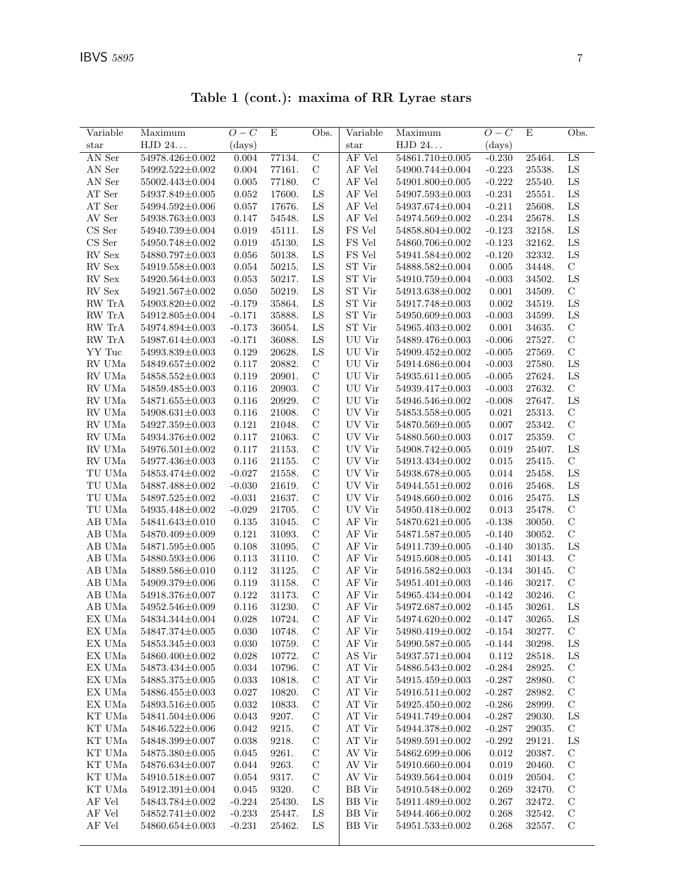**Table 1 (cont.): maxima of RR Lyrae stars**

| Variable star | Maximum HJD 24... | $O-C$ (days) | E | Obs. | Variable star | Maximum HJD 24... | $O-C$ (days) | E | Obs. |
|---|---|---|---|---|---|---|---|---|---|
| AN Ser | 54978.426±0.002 | 0.004 | 77134. | C | AF Vel | 54861.710±0.005 | -0.230 | 25464. | LS |
| AN Ser | 54992.522±0.002 | 0.004 | 77161. | C | AF Vel | 54900.744±0.004 | -0.223 | 25538. | LS |
| AN Ser | 55002.443±0.004 | 0.005 | 77180. | C | AF Vel | 54901.800±0.005 | -0.222 | 25540. | LS |
| AT Ser | 54937.849±0.005 | 0.052 | 17600. | LS | AF Vel | 54907.593±0.003 | -0.231 | 25551. | LS |
| AT Ser | 54994.592±0.006 | 0.057 | 17676. | LS | AF Vel | 54937.674±0.004 | -0.211 | 25608. | LS |
| AV Ser | 54938.763±0.003 | 0.147 | 54548. | LS | AF Vel | 54974.569±0.002 | -0.234 | 25678. | LS |
| CS Ser | 54940.739±0.004 | 0.019 | 45111. | LS | FS Vel | 54858.804±0.002 | -0.123 | 32158. | LS |
| CS Ser | 54950.748±0.002 | 0.019 | 45130. | LS | FS Vel | 54860.706±0.002 | -0.123 | 32162. | LS |
| RV Sex | 54880.797±0.003 | 0.056 | 50138. | LS | FS Vel | 54941.584±0.002 | -0.120 | 32332. | LS |
| RV Sex | 54919.558±0.003 | 0.054 | 50215. | LS | ST Vir | 54888.582±0.004 | 0.005 | 34448. | C |
| RV Sex | 54920.564±0.003 | 0.053 | 50217. | LS | ST Vir | 54910.759±0.004 | -0.003 | 34502. | LS |
| RV Sex | 54921.567±0.002 | 0.050 | 50219. | LS | ST Vir | 54913.638±0.002 | 0.001 | 34509. | C |
| RW TrA | 54903.820±0.002 | -0.179 | 35864. | LS | ST Vir | 54917.748±0.003 | 0.002 | 34519. | LS |
| RW TrA | 54912.805±0.004 | -0.171 | 35888. | LS | ST Vir | 54950.609±0.003 | -0.003 | 34599. | LS |
| RW TrA | 54974.894±0.003 | -0.173 | 36054. | LS | ST Vir | 54965.403±0.002 | 0.001 | 34635. | C |
| RW TrA | 54987.614±0.003 | -0.171 | 36088. | LS | UU Vir | 54889.476±0.003 | -0.006 | 27527. | C |
| YY Tuc | 54993.839±0.003 | 0.129 | 20628. | LS | UU Vir | 54909.452±0.002 | -0.005 | 27569. | C |
| RV UMa | 54849.657±0.002 | 0.117 | 20882. | C | UU Vir | 54914.686±0.004 | -0.003 | 27580. | LS |
| RV UMa | 54858.552±0.003 | 0.119 | 20901. | C | UU Vir | 54935.611±0.005 | -0.005 | 27624. | LS |
| RV UMa | 54859.485±0.003 | 0.116 | 20903. | C | UU Vir | 54939.417±0.003 | -0.003 | 27632. | C |
| RV UMa | 54871.655±0.003 | 0.116 | 20929. | C | UU Vir | 54946.546±0.002 | -0.008 | 27647. | LS |
| RV UMa | 54908.631±0.003 | 0.116 | 21008. | C | UV Vir | 54853.558±0.005 | 0.021 | 25313. | C |
| RV UMa | 54927.359±0.003 | 0.121 | 21048. | C | UV Vir | 54870.569±0.005 | 0.007 | 25342. | C |
| RV UMa | 54934.376±0.002 | 0.117 | 21063. | C | UV Vir | 54880.560±0.003 | 0.017 | 25359. | C |
| RV UMa | 54976.501±0.002 | 0.117 | 21153. | C | UV Vir | 54908.742±0.005 | 0.019 | 25407. | LS |
| RV UMa | 54977.436±0.003 | 0.116 | 21155. | C | UV Vir | 54913.434±0.002 | 0.015 | 25415. | C |
| TU UMa | 54853.474±0.002 | -0.027 | 21558. | C | UV Vir | 54938.678±0.005 | 0.014 | 25458. | LS |
| TU UMa | 54887.488±0.002 | -0.030 | 21619. | C | UV Vir | 54944.551±0.002 | 0.016 | 25468. | LS |
| TU UMa | 54897.525±0.002 | -0.031 | 21637. | C | UV Vir | 54948.660±0.002 | 0.016 | 25475. | LS |
| TU UMa | 54935.448±0.002 | -0.029 | 21705. | C | UV Vir | 54950.418±0.002 | 0.013 | 25478. | C |
| AB UMa | 54841.643±0.010 | 0.135 | 31045. | C | AF Vir | 54870.621±0.005 | -0.138 | 30050. | C |
| AB UMa | 54870.409±0.009 | 0.121 | 31093. | C | AF Vir | 54871.587±0.005 | -0.140 | 30052. | C |
| AB UMa | 54871.595±0.005 | 0.108 | 31095. | C | AF Vir | 54911.739±0.005 | -0.140 | 30135. | LS |
| AB UMa | 54880.593±0.006 | 0.113 | 31110. | C | AF Vir | 54915.608±0.005 | -0.141 | 30143. | C |
| AB UMa | 54889.586±0.010 | 0.112 | 31125. | C | AF Vir | 54916.582±0.003 | -0.134 | 30145. | C |
| AB UMa | 54909.379±0.006 | 0.119 | 31158. | C | AF Vir | 54951.401±0.003 | -0.146 | 30217. | C |
| AB UMa | 54918.376±0.007 | 0.122 | 31173. | C | AF Vir | 54965.434±0.004 | -0.142 | 30246. | C |
| AB UMa | 54952.546±0.009 | 0.116 | 31230. | C | AF Vir | 54972.687±0.002 | -0.145 | 30261. | LS |
| EX UMa | 54834.344±0.004 | 0.028 | 10724. | C | AF Vir | 54974.620±0.002 | -0.147 | 30265. | LS |
| EX UMa | 54847.374±0.005 | 0.030 | 10748. | C | AF Vir | 54980.419±0.002 | -0.154 | 30277. | C |
| EX UMa | 54853.345±0.003 | 0.030 | 10759. | C | AF Vir | 54990.587±0.005 | -0.144 | 30298. | LS |
| EX UMa | 54860.400±0.002 | 0.028 | 10772. | C | AS Vir | 54937.571±0.004 | 0.112 | 28518. | LS |
| EX UMa | 54873.434±0.005 | 0.034 | 10796. | C | AT Vir | 54886.543±0.002 | -0.284 | 28925. | C |
| EX UMa | 54885.375±0.005 | 0.033 | 10818. | C | AT Vir | 54915.459±0.003 | -0.287 | 28980. | C |
| EX UMa | 54886.455±0.003 | 0.027 | 10820. | C | AT Vir | 54916.511±0.002 | -0.287 | 28982. | C |
| EX UMa | 54893.516±0.005 | 0.032 | 10833. | C | AT Vir | 54925.450±0.002 | -0.286 | 28999. | C |
| KT UMa | 54841.504±0.006 | 0.043 | 9207. | C | AT Vir | 54941.749±0.004 | -0.287 | 29030. | LS |
| KT UMa | 54846.522±0.006 | 0.042 | 9215. | C | AT Vir | 54944.378±0.002 | -0.287 | 29035. | C |
| KT UMa | 54848.399±0.007 | 0.038 | 9218. | C | AT Vir | 54989.591±0.002 | -0.292 | 29121. | LS |
| KT UMa | 54875.380±0.005 | 0.045 | 9261. | C | AV Vir | 54862.699±0.006 | 0.012 | 20387. | C |
| KT UMa | 54876.634±0.007 | 0.044 | 9263. | C | AV Vir | 54910.660±0.004 | 0.019 | 20460. | C |
| KT UMa | 54910.518±0.007 | 0.054 | 9317. | C | AV Vir | 54939.564±0.004 | 0.019 | 20504. | C |
| KT UMa | 54912.391±0.004 | 0.045 | 9320. | C | BB Vir | 54910.548±0.002 | 0.269 | 32470. | C |
| AF Vel | 54843.784±0.002 | -0.224 | 25430. | LS | BB Vir | 54911.489±0.002 | 0.267 | 32472. | C |
| AF Vel | 54852.741±0.002 | -0.233 | 25447. | LS | BB Vir | 54944.466±0.002 | 0.268 | 32542. | C |
| AF Vel | 54860.654±0.003 | -0.231 | 25462. | LS | BB Vir | 54951.533±0.002 | 0.268 | 32557. | C |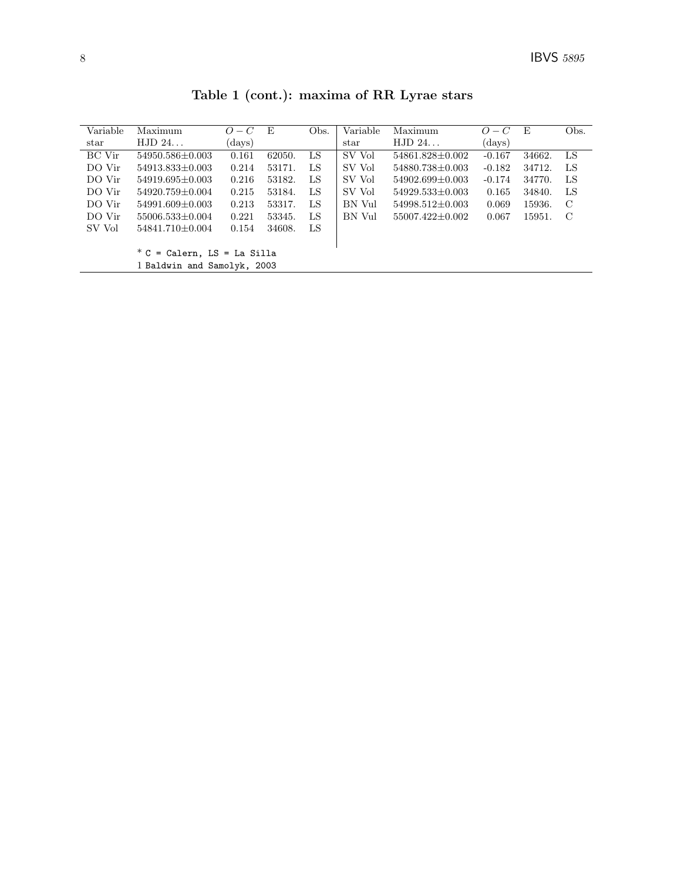**Table 1 (cont.): maxima of RR Lyrae stars**

| Variable star | Maximum HJD 24... | $O-C$ (days) | E | Obs. | Variable star | Maximum HJD 24... | $O-C$ (days) | E | Obs. |
|---|---|---|---|---|---|---|---|---|---|
| BC Vir | 54950.586±0.003 | 0.161 | 62050. | LS | SV Vol | 54861.828±0.002 | -0.167 | 34662. | LS |
| DO Vir | 54913.833±0.003 | 0.214 | 53171. | LS | SV Vol | 54880.738±0.003 | -0.182 | 34712. | LS |
| DO Vir | 54919.695±0.003 | 0.216 | 53182. | LS | SV Vol | 54902.699±0.003 | -0.174 | 34770. | LS |
| DO Vir | 54920.759±0.004 | 0.215 | 53184. | LS | SV Vol | 54929.533±0.003 | 0.165 | 34840. | LS |
| DO Vir | 54991.609±0.003 | 0.213 | 53317. | LS | BN Vul | 54998.512±0.003 | 0.069 | 15936. | C |
| DO Vir | 55006.533±0.004 | 0.221 | 53345. | LS | BN Vul | 55007.422±0.002 | 0.067 | 15951. | C |
| SV Vol | 54841.710±0.004 | 0.154 | 34608. | LS | | | | | |

* C = Calern, LS = La Silla

1 Baldwin and Samolyk, 2003